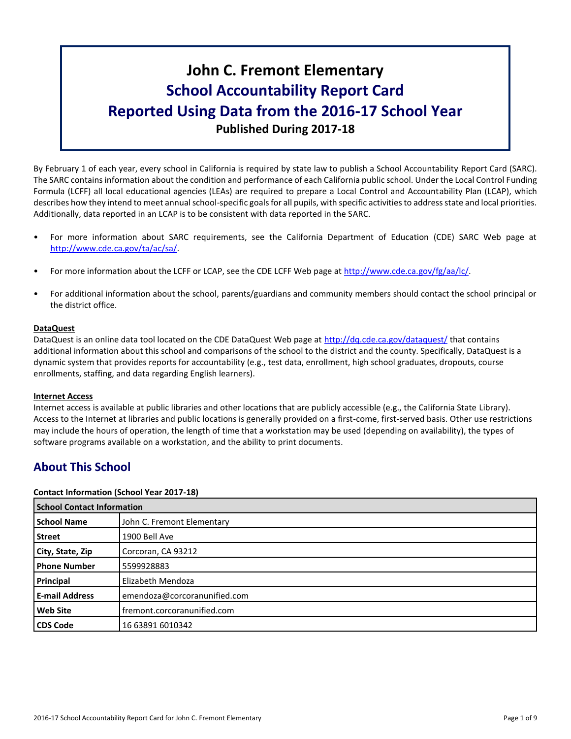# John C. Fremont Elementary
# School Accountability Report Card
# Reported Using Data from the 2016-17 School Year
**Published During 2017-18**

By February 1 of each year, every school in California is required by state law to publish a School Accountability Report Card (SARC). The SARC contains information about the condition and performance of each California public school. Under the Local Control Funding Formula (LCFF) all local educational agencies (LEAs) are required to prepare a Local Control and Accountability Plan (LCAP), which describes how they intend to meet annual school-specific goals for all pupils, with specific activities to address state and local priorities. Additionally, data reported in an LCAP is to be consistent with data reported in the SARC.

- For more information about SARC requirements, see the California Department of Education (CDE) SARC Web page at http://www.cde.ca.gov/ta/ac/sa/.
- For more information about the LCFF or LCAP, see the CDE LCFF Web page at http://www.cde.ca.gov/fg/aa/lc/.
- For additional information about the school, parents/guardians and community members should contact the school principal or the district office.

**DataQuest**

DataQuest is an online data tool located on the CDE DataQuest Web page at http://dq.cde.ca.gov/dataquest/ that contains additional information about this school and comparisons of the school to the district and the county. Specifically, DataQuest is a dynamic system that provides reports for accountability (e.g., test data, enrollment, high school graduates, dropouts, course enrollments, staffing, and data regarding English learners).

**Internet Access**

Internet access is available at public libraries and other locations that are publicly accessible (e.g., the California State Library). Access to the Internet at libraries and public locations is generally provided on a first-come, first-served basis. Other use restrictions may include the hours of operation, the length of time that a workstation may be used (depending on availability), the types of software programs available on a workstation, and the ability to print documents.

## About This School

**Contact Information (School Year 2017-18)**

| School Contact Information | |
|---|---|
| **School Name** | John C. Fremont Elementary |
| **Street** | 1900 Bell Ave |
| **City, State, Zip** | Corcoran, CA 93212 |
| **Phone Number** | 5599928883 |
| **Principal** | Elizabeth Mendoza |
| **E-mail Address** | emendoza@corcoranunified.com |
| **Web Site** | fremont.corcoranunified.com |
| **CDS Code** | 16 63891 6010342 |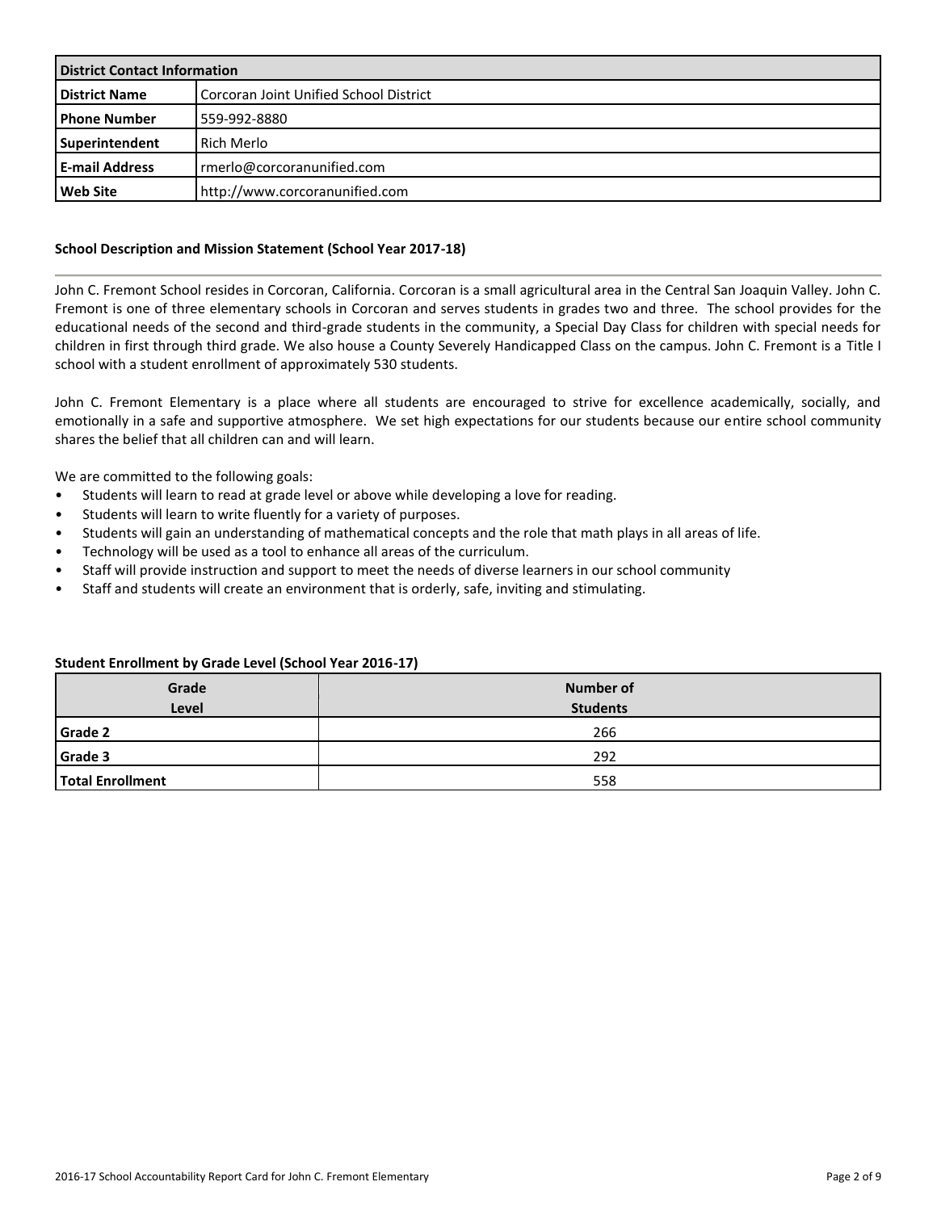| District Contact Information | |
| --- | --- |
| **District Name** | Corcoran Joint Unified School District |
| **Phone Number** | 559-992-8880 |
| **Superintendent** | Rich Merlo |
| **E-mail Address** | rmerlo@corcoranunified.com |
| **Web Site** | http://www.corcoranunified.com |

### School Description and Mission Statement (School Year 2017-18)

John C. Fremont School resides in Corcoran, California. Corcoran is a small agricultural area in the Central San Joaquin Valley. John C. Fremont is one of three elementary schools in Corcoran and serves students in grades two and three. The school provides for the educational needs of the second and third-grade students in the community, a Special Day Class for children with special needs for children in first through third grade. We also house a County Severely Handicapped Class on the campus. John C. Fremont is a Title I school with a student enrollment of approximately 530 students.

John C. Fremont Elementary is a place where all students are encouraged to strive for excellence academically, socially, and emotionally in a safe and supportive atmosphere. We set high expectations for our students because our entire school community shares the belief that all children can and will learn.

We are committed to the following goals:

- Students will learn to read at grade level or above while developing a love for reading.
- Students will learn to write fluently for a variety of purposes.
- Students will gain an understanding of mathematical concepts and the role that math plays in all areas of life.
- Technology will be used as a tool to enhance all areas of the curriculum.
- Staff will provide instruction and support to meet the needs of diverse learners in our school community
- Staff and students will create an environment that is orderly, safe, inviting and stimulating.

### Student Enrollment by Grade Level (School Year 2016-17)

| Grade Level | Number of Students |
| --- | --- |
| **Grade 2** | 266 |
| **Grade 3** | 292 |
| **Total Enrollment** | 558 |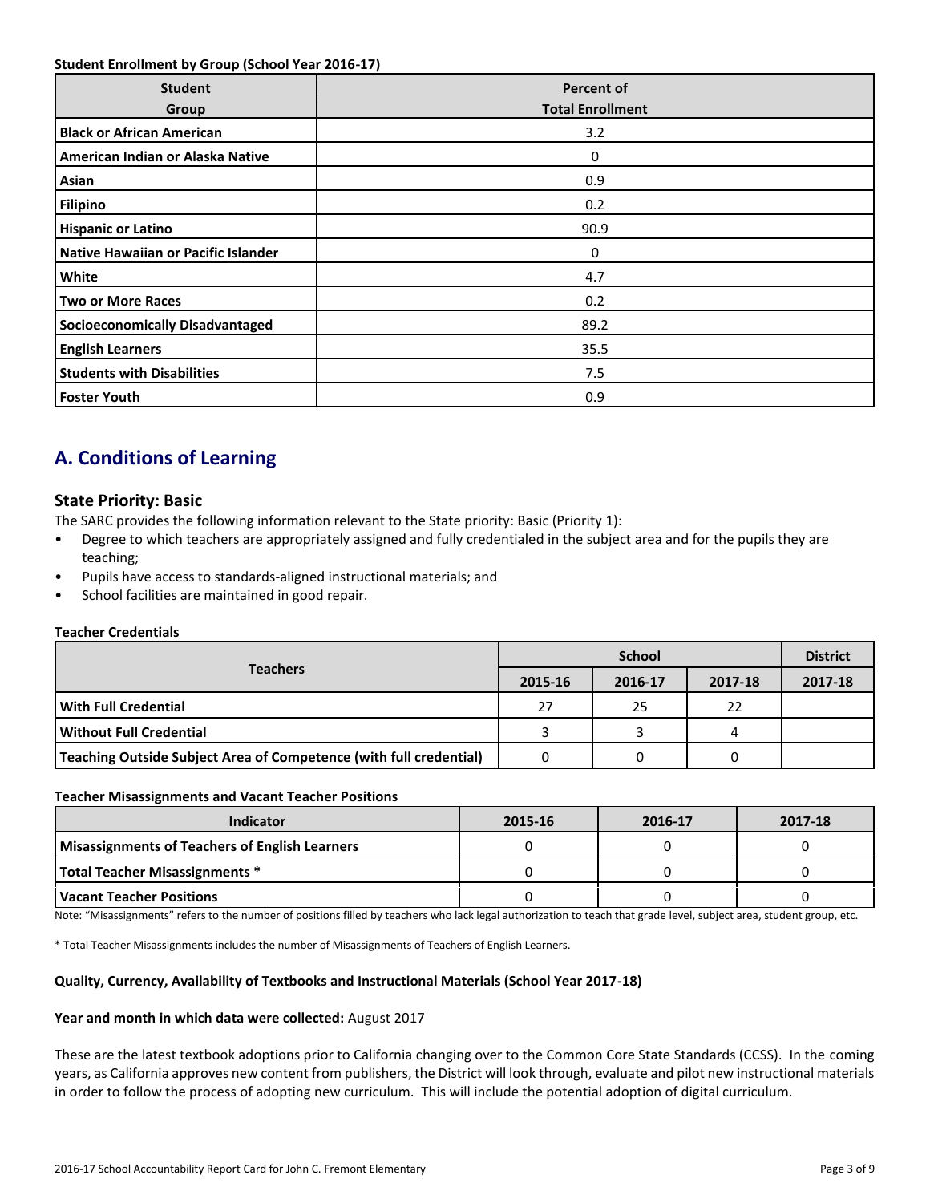**Student Enrollment by Group (School Year 2016-17)**

| Student Group | Percent of Total Enrollment |
| --- | --- |
| **Black or African American** | 3.2 |
| **American Indian or Alaska Native** | 0 |
| **Asian** | 0.9 |
| **Filipino** | 0.2 |
| **Hispanic or Latino** | 90.9 |
| **Native Hawaiian or Pacific Islander** | 0 |
| **White** | 4.7 |
| **Two or More Races** | 0.2 |
| **Socioeconomically Disadvantaged** | 89.2 |
| **English Learners** | 35.5 |
| **Students with Disabilities** | 7.5 |
| **Foster Youth** | 0.9 |

## A. Conditions of Learning

### State Priority: Basic

The SARC provides the following information relevant to the State priority: Basic (Priority 1):

- Degree to which teachers are appropriately assigned and fully credentialed in the subject area and for the pupils they are teaching;
- Pupils have access to standards-aligned instructional materials; and
- School facilities are maintained in good repair.

**Teacher Credentials**

| Teachers | School | | | District |
| --- | --- | --- | --- | --- |
| | 2015-16 | 2016-17 | 2017-18 | 2017-18 |
| **With Full Credential** | 27 | 25 | 22 | |
| **Without Full Credential** | 3 | 3 | 4 | |
| **Teaching Outside Subject Area of Competence (with full credential)** | 0 | 0 | 0 | |

**Teacher Misassignments and Vacant Teacher Positions**

| Indicator | 2015-16 | 2016-17 | 2017-18 |
| --- | --- | --- | --- |
| **Misassignments of Teachers of English Learners** | 0 | 0 | 0 |
| **Total Teacher Misassignments \*** | 0 | 0 | 0 |
| **Vacant Teacher Positions** | 0 | 0 | 0 |

Note: "Misassignments" refers to the number of positions filled by teachers who lack legal authorization to teach that grade level, subject area, student group, etc.

* Total Teacher Misassignments includes the number of Misassignments of Teachers of English Learners.

**Quality, Currency, Availability of Textbooks and Instructional Materials (School Year 2017-18)**

**Year and month in which data were collected:** August 2017

These are the latest textbook adoptions prior to California changing over to the Common Core State Standards (CCSS). In the coming years, as California approves new content from publishers, the District will look through, evaluate and pilot new instructional materials in order to follow the process of adopting new curriculum. This will include the potential adoption of digital curriculum.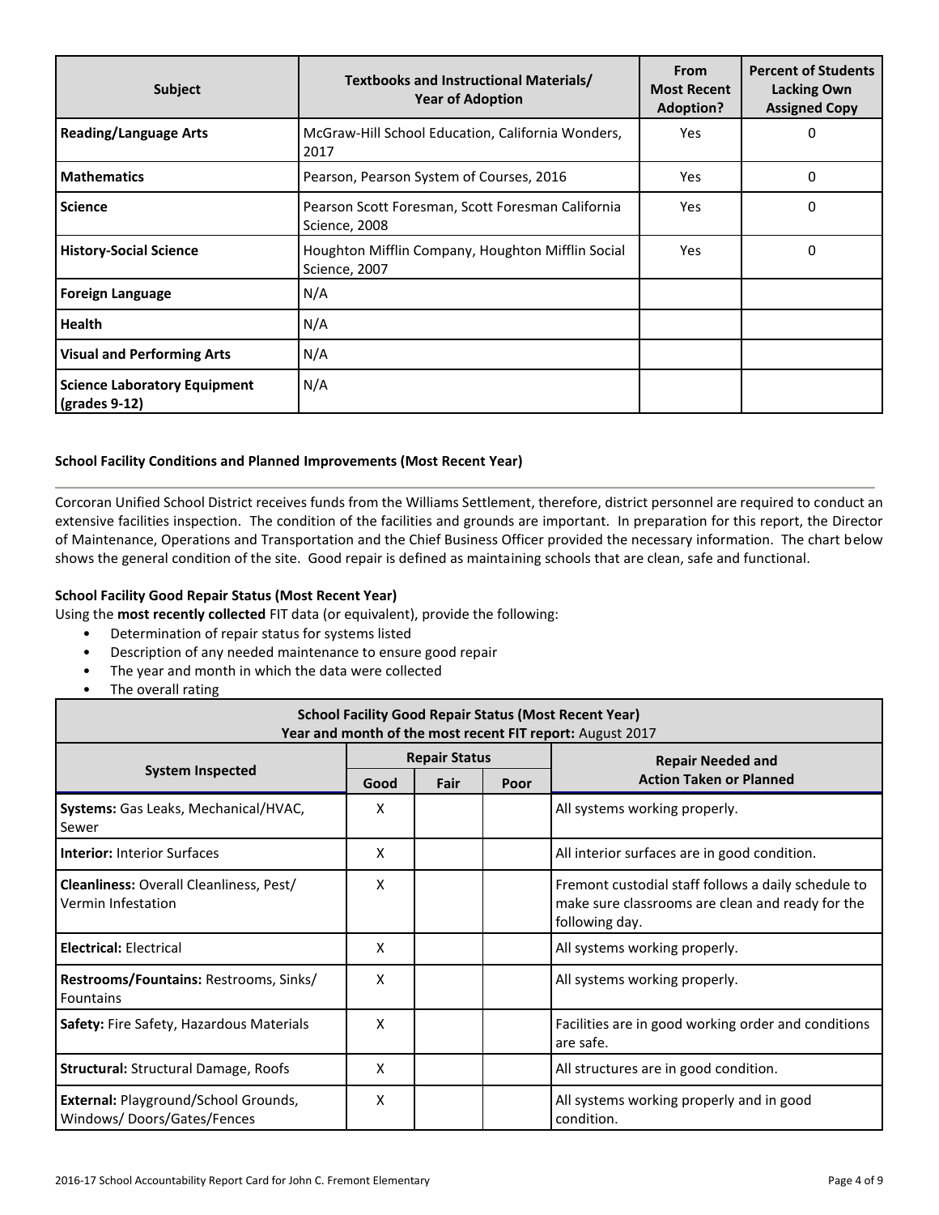| Subject | Textbooks and Instructional Materials/ Year of Adoption | From Most Recent Adoption? | Percent of Students Lacking Own Assigned Copy |
|---|---|---|---|
| **Reading/Language Arts** | McGraw-Hill School Education, California Wonders, 2017 | Yes | 0 |
| **Mathematics** | Pearson, Pearson System of Courses, 2016 | Yes | 0 |
| **Science** | Pearson Scott Foresman, Scott Foresman California Science, 2008 | Yes | 0 |
| **History-Social Science** | Houghton Mifflin Company, Houghton Mifflin Social Science, 2007 | Yes | 0 |
| **Foreign Language** | N/A | | |
| **Health** | N/A | | |
| **Visual and Performing Arts** | N/A | | |
| **Science Laboratory Equipment (grades 9-12)** | N/A | | |

### School Facility Conditions and Planned Improvements (Most Recent Year)

Corcoran Unified School District receives funds from the Williams Settlement, therefore, district personnel are required to conduct an extensive facilities inspection. The condition of the facilities and grounds are important. In preparation for this report, the Director of Maintenance, Operations and Transportation and the Chief Business Officer provided the necessary information. The chart below shows the general condition of the site. Good repair is defined as maintaining schools that are clean, safe and functional.

### School Facility Good Repair Status (Most Recent Year)

Using the **most recently collected** FIT data (or equivalent), provide the following:

- Determination of repair status for systems listed
- Description of any needed maintenance to ensure good repair
- The year and month in which the data were collected
- The overall rating

**School Facility Good Repair Status (Most Recent Year)**
**Year and month of the most recent FIT report:** August 2017

| System Inspected | Repair Status | | | Repair Needed and Action Taken or Planned |
|---|---|---|---|---|
| | Good | Fair | Poor | |
| **Systems:** Gas Leaks, Mechanical/HVAC, Sewer | X | | | All systems working properly. |
| **Interior:** Interior Surfaces | X | | | All interior surfaces are in good condition. |
| **Cleanliness:** Overall Cleanliness, Pest/ Vermin Infestation | X | | | Fremont custodial staff follows a daily schedule to make sure classrooms are clean and ready for the following day. |
| **Electrical:** Electrical | X | | | All systems working properly. |
| **Restrooms/Fountains:** Restrooms, Sinks/ Fountains | X | | | All systems working properly. |
| **Safety:** Fire Safety, Hazardous Materials | X | | | Facilities are in good working order and conditions are safe. |
| **Structural:** Structural Damage, Roofs | X | | | All structures are in good condition. |
| **External:** Playground/School Grounds, Windows/ Doors/Gates/Fences | X | | | All systems working properly and in good condition. |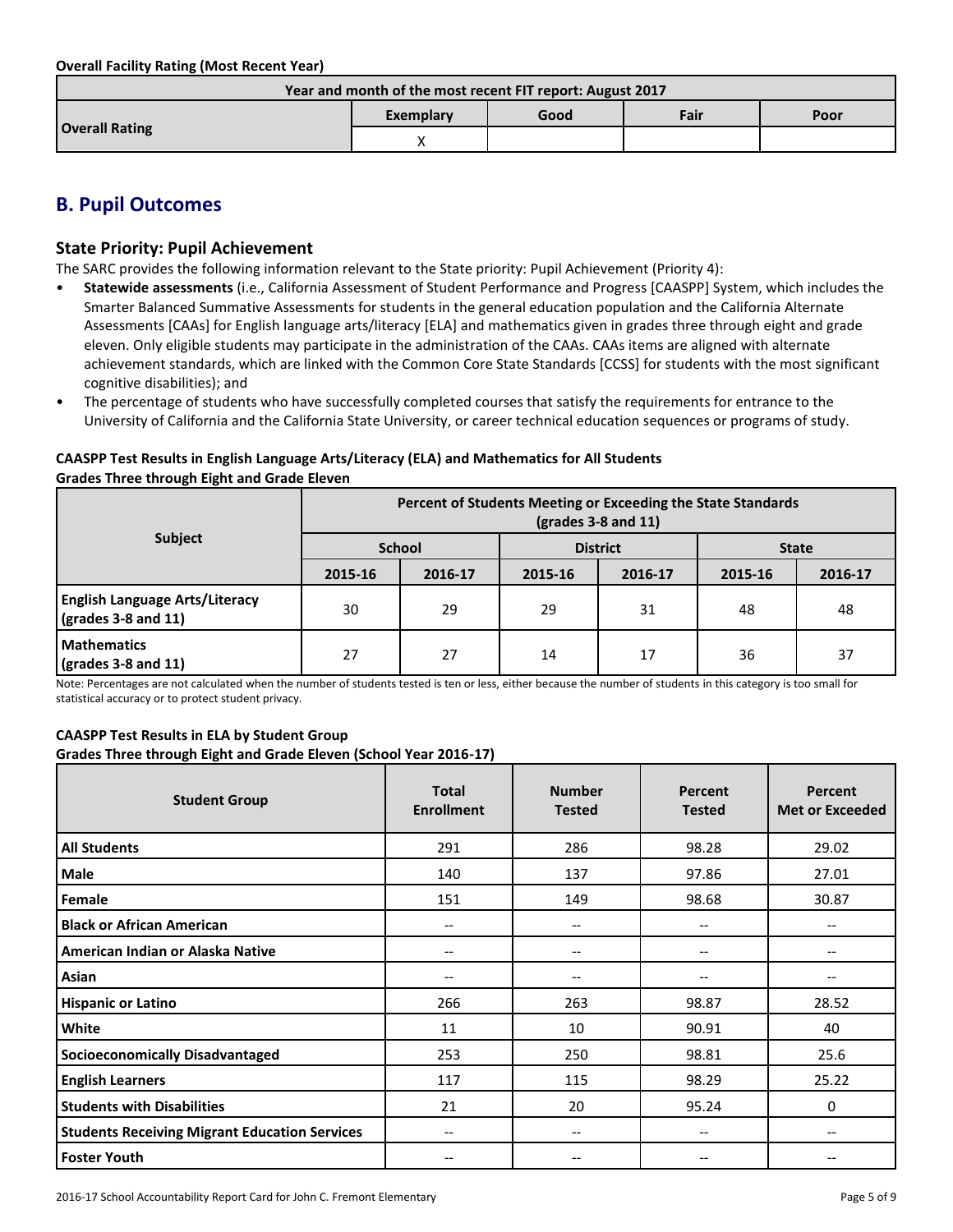**Overall Facility Rating (Most Recent Year)**

| Year and month of the most recent FIT report: August 2017 | | | | |
|---|---|---|---|---|
| **Overall Rating** | **Exemplary** | **Good** | **Fair** | **Poor** |
| | X | | | |

## B. Pupil Outcomes

### State Priority: Pupil Achievement

The SARC provides the following information relevant to the State priority: Pupil Achievement (Priority 4):

- **Statewide assessments** (i.e., California Assessment of Student Performance and Progress [CAASPP] System, which includes the Smarter Balanced Summative Assessments for students in the general education population and the California Alternate Assessments [CAAs] for English language arts/literacy [ELA] and mathematics given in grades three through eight and grade eleven. Only eligible students may participate in the administration of the CAAs. CAAs items are aligned with alternate achievement standards, which are linked with the Common Core State Standards [CCSS] for students with the most significant cognitive disabilities); and
- The percentage of students who have successfully completed courses that satisfy the requirements for entrance to the University of California and the California State University, or career technical education sequences or programs of study.

**CAASPP Test Results in English Language Arts/Literacy (ELA) and Mathematics for All Students**
**Grades Three through Eight and Grade Eleven**

| Subject | Percent of Students Meeting or Exceeding the State Standards (grades 3-8 and 11) | | | | | |
|---|---|---|---|---|---|---|
| | School | | District | | State | |
| | 2015-16 | 2016-17 | 2015-16 | 2016-17 | 2015-16 | 2016-17 |
| **English Language Arts/Literacy (grades 3-8 and 11)** | 30 | 29 | 29 | 31 | 48 | 48 |
| **Mathematics (grades 3-8 and 11)** | 27 | 27 | 14 | 17 | 36 | 37 |

Note: Percentages are not calculated when the number of students tested is ten or less, either because the number of students in this category is too small for statistical accuracy or to protect student privacy.

**CAASPP Test Results in ELA by Student Group**
**Grades Three through Eight and Grade Eleven (School Year 2016-17)**

| Student Group | Total Enrollment | Number Tested | Percent Tested | Percent Met or Exceeded |
|---|---|---|---|---|
| **All Students** | 291 | 286 | 98.28 | 29.02 |
| **Male** | 140 | 137 | 97.86 | 27.01 |
| **Female** | 151 | 149 | 98.68 | 30.87 |
| **Black or African American** | -- | -- | -- | -- |
| **American Indian or Alaska Native** | -- | -- | -- | -- |
| **Asian** | -- | -- | -- | -- |
| **Hispanic or Latino** | 266 | 263 | 98.87 | 28.52 |
| **White** | 11 | 10 | 90.91 | 40 |
| **Socioeconomically Disadvantaged** | 253 | 250 | 98.81 | 25.6 |
| **English Learners** | 117 | 115 | 98.29 | 25.22 |
| **Students with Disabilities** | 21 | 20 | 95.24 | 0 |
| **Students Receiving Migrant Education Services** | -- | -- | -- | -- |
| **Foster Youth** | -- | -- | -- | -- |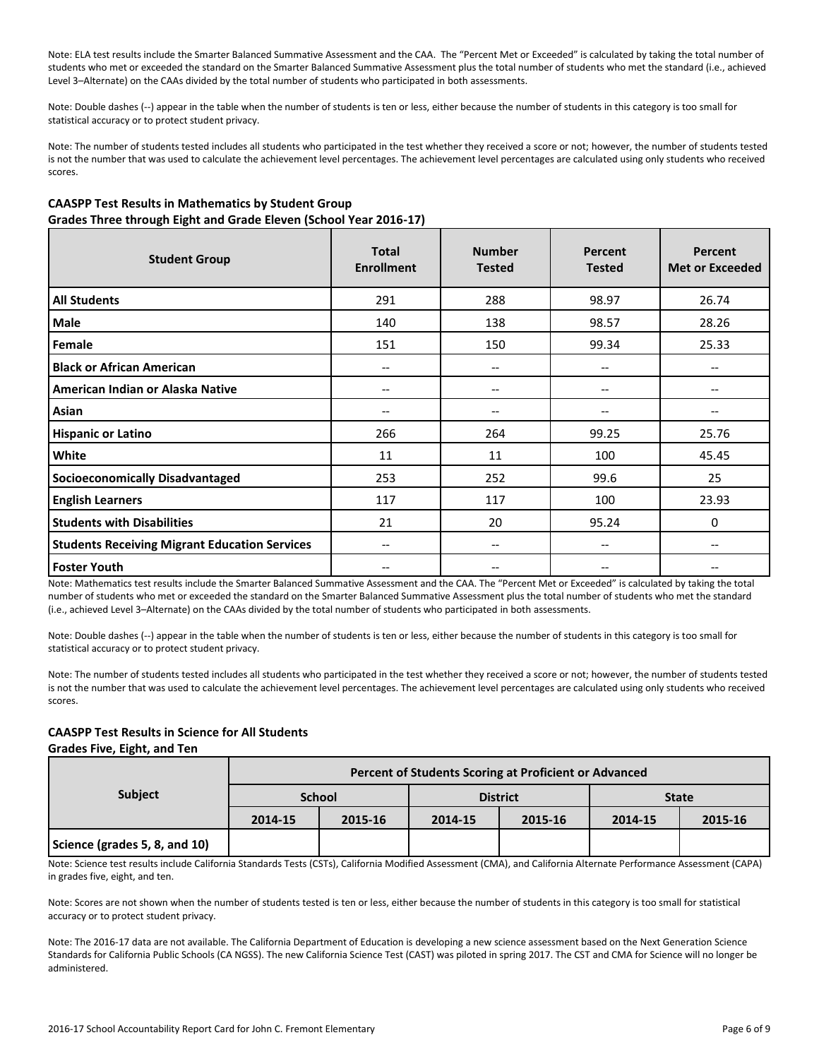Note: ELA test results include the Smarter Balanced Summative Assessment and the CAA. The "Percent Met or Exceeded" is calculated by taking the total number of students who met or exceeded the standard on the Smarter Balanced Summative Assessment plus the total number of students who met the standard (i.e., achieved Level 3–Alternate) on the CAAs divided by the total number of students who participated in both assessments.

Note: Double dashes (--) appear in the table when the number of students is ten or less, either because the number of students in this category is too small for statistical accuracy or to protect student privacy.

Note: The number of students tested includes all students who participated in the test whether they received a score or not; however, the number of students tested is not the number that was used to calculate the achievement level percentages. The achievement level percentages are calculated using only students who received scores.

### CAASPP Test Results in Mathematics by Student Group
### Grades Three through Eight and Grade Eleven (School Year 2016-17)

| Student Group | Total Enrollment | Number Tested | Percent Tested | Percent Met or Exceeded |
|---|---|---|---|---|
| **All Students** | 291 | 288 | 98.97 | 26.74 |
| **Male** | 140 | 138 | 98.57 | 28.26 |
| **Female** | 151 | 150 | 99.34 | 25.33 |
| **Black or African American** | -- | -- | -- | -- |
| **American Indian or Alaska Native** | -- | -- | -- | -- |
| **Asian** | -- | -- | -- | -- |
| **Hispanic or Latino** | 266 | 264 | 99.25 | 25.76 |
| **White** | 11 | 11 | 100 | 45.45 |
| **Socioeconomically Disadvantaged** | 253 | 252 | 99.6 | 25 |
| **English Learners** | 117 | 117 | 100 | 23.93 |
| **Students with Disabilities** | 21 | 20 | 95.24 | 0 |
| **Students Receiving Migrant Education Services** | -- | -- | -- | -- |
| **Foster Youth** | -- | -- | -- | -- |

Note: Mathematics test results include the Smarter Balanced Summative Assessment and the CAA. The "Percent Met or Exceeded" is calculated by taking the total number of students who met or exceeded the standard on the Smarter Balanced Summative Assessment plus the total number of students who met the standard (i.e., achieved Level 3–Alternate) on the CAAs divided by the total number of students who participated in both assessments.

Note: Double dashes (--) appear in the table when the number of students is ten or less, either because the number of students in this category is too small for statistical accuracy or to protect student privacy.

Note: The number of students tested includes all students who participated in the test whether they received a score or not; however, the number of students tested is not the number that was used to calculate the achievement level percentages. The achievement level percentages are calculated using only students who received scores.

### CAASPP Test Results in Science for All Students
### Grades Five, Eight, and Ten

| Subject | Percent of Students Scoring at Proficient or Advanced | | | | | |
|---|---|---|---|---|---|---|
| | School | | District | | State | |
| | 2014-15 | 2015-16 | 2014-15 | 2015-16 | 2014-15 | 2015-16 |
| **Science (grades 5, 8, and 10)** | | | | | | |

Note: Science test results include California Standards Tests (CSTs), California Modified Assessment (CMA), and California Alternate Performance Assessment (CAPA) in grades five, eight, and ten.

Note: Scores are not shown when the number of students tested is ten or less, either because the number of students in this category is too small for statistical accuracy or to protect student privacy.

Note: The 2016-17 data are not available. The California Department of Education is developing a new science assessment based on the Next Generation Science Standards for California Public Schools (CA NGSS). The new California Science Test (CAST) was piloted in spring 2017. The CST and CMA for Science will no longer be administered.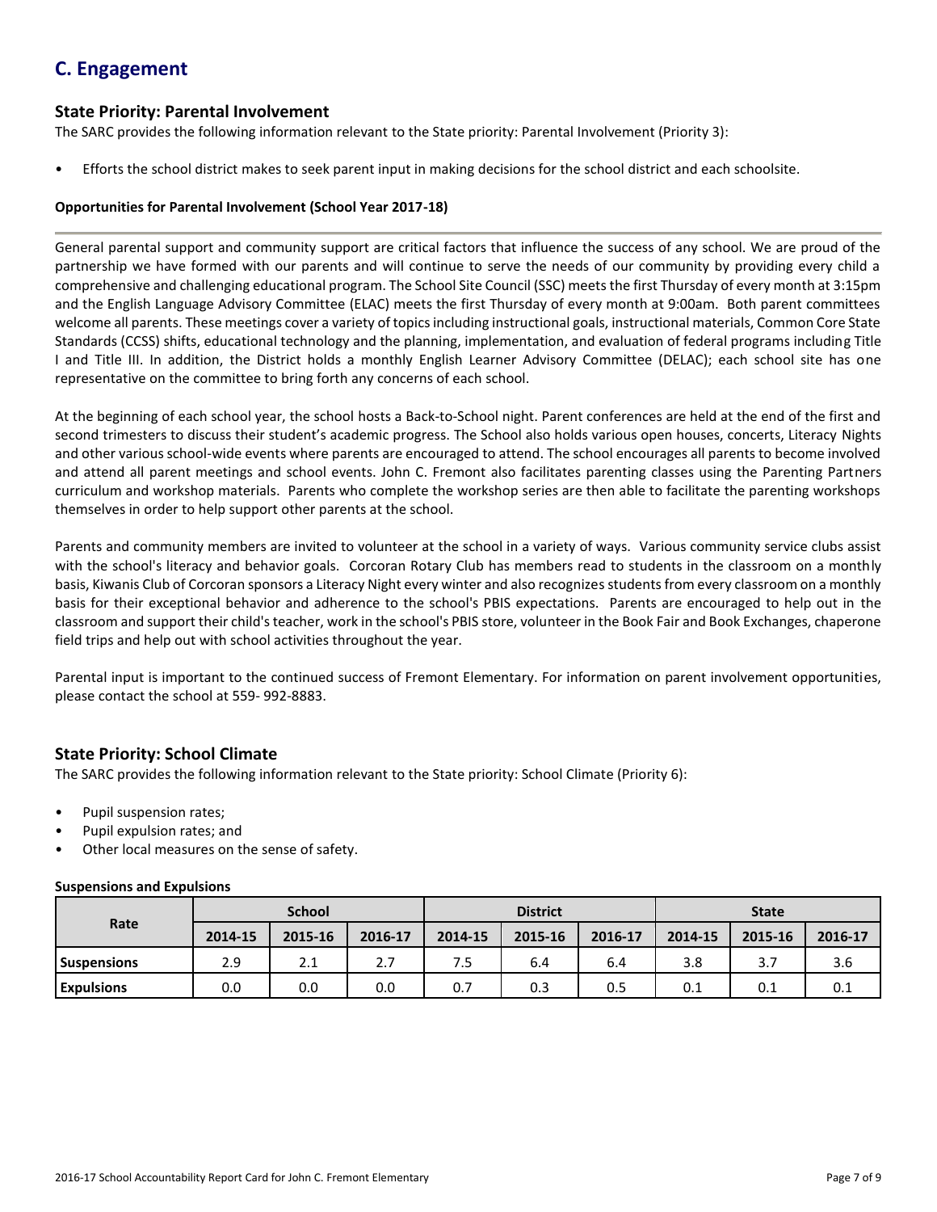## C. Engagement

### State Priority: Parental Involvement

The SARC provides the following information relevant to the State priority: Parental Involvement (Priority 3):

- Efforts the school district makes to seek parent input in making decisions for the school district and each schoolsite.

#### Opportunities for Parental Involvement (School Year 2017-18)

General parental support and community support are critical factors that influence the success of any school. We are proud of the partnership we have formed with our parents and will continue to serve the needs of our community by providing every child a comprehensive and challenging educational program. The School Site Council (SSC) meets the first Thursday of every month at 3:15pm and the English Language Advisory Committee (ELAC) meets the first Thursday of every month at 9:00am. Both parent committees welcome all parents. These meetings cover a variety of topics including instructional goals, instructional materials, Common Core State Standards (CCSS) shifts, educational technology and the planning, implementation, and evaluation of federal programs including Title I and Title III. In addition, the District holds a monthly English Learner Advisory Committee (DELAC); each school site has one representative on the committee to bring forth any concerns of each school.

At the beginning of each school year, the school hosts a Back-to-School night. Parent conferences are held at the end of the first and second trimesters to discuss their student's academic progress. The School also holds various open houses, concerts, Literacy Nights and other various school-wide events where parents are encouraged to attend. The school encourages all parents to become involved and attend all parent meetings and school events. John C. Fremont also facilitates parenting classes using the Parenting Partners curriculum and workshop materials. Parents who complete the workshop series are then able to facilitate the parenting workshops themselves in order to help support other parents at the school.

Parents and community members are invited to volunteer at the school in a variety of ways. Various community service clubs assist with the school's literacy and behavior goals. Corcoran Rotary Club has members read to students in the classroom on a monthly basis, Kiwanis Club of Corcoran sponsors a Literacy Night every winter and also recognizes students from every classroom on a monthly basis for their exceptional behavior and adherence to the school's PBIS expectations. Parents are encouraged to help out in the classroom and support their child's teacher, work in the school's PBIS store, volunteer in the Book Fair and Book Exchanges, chaperone field trips and help out with school activities throughout the year.

Parental input is important to the continued success of Fremont Elementary. For information on parent involvement opportunities, please contact the school at 559- 992-8883.

### State Priority: School Climate

The SARC provides the following information relevant to the State priority: School Climate (Priority 6):

- Pupil suspension rates;
- Pupil expulsion rates; and
- Other local measures on the sense of safety.

#### Suspensions and Expulsions

| Rate | School | | | District | | | State | | |
|---|---|---|---|---|---|---|---|---|---|
| | 2014-15 | 2015-16 | 2016-17 | 2014-15 | 2015-16 | 2016-17 | 2014-15 | 2015-16 | 2016-17 |
| Suspensions | 2.9 | 2.1 | 2.7 | 7.5 | 6.4 | 6.4 | 3.8 | 3.7 | 3.6 |
| Expulsions | 0.0 | 0.0 | 0.0 | 0.7 | 0.3 | 0.5 | 0.1 | 0.1 | 0.1 |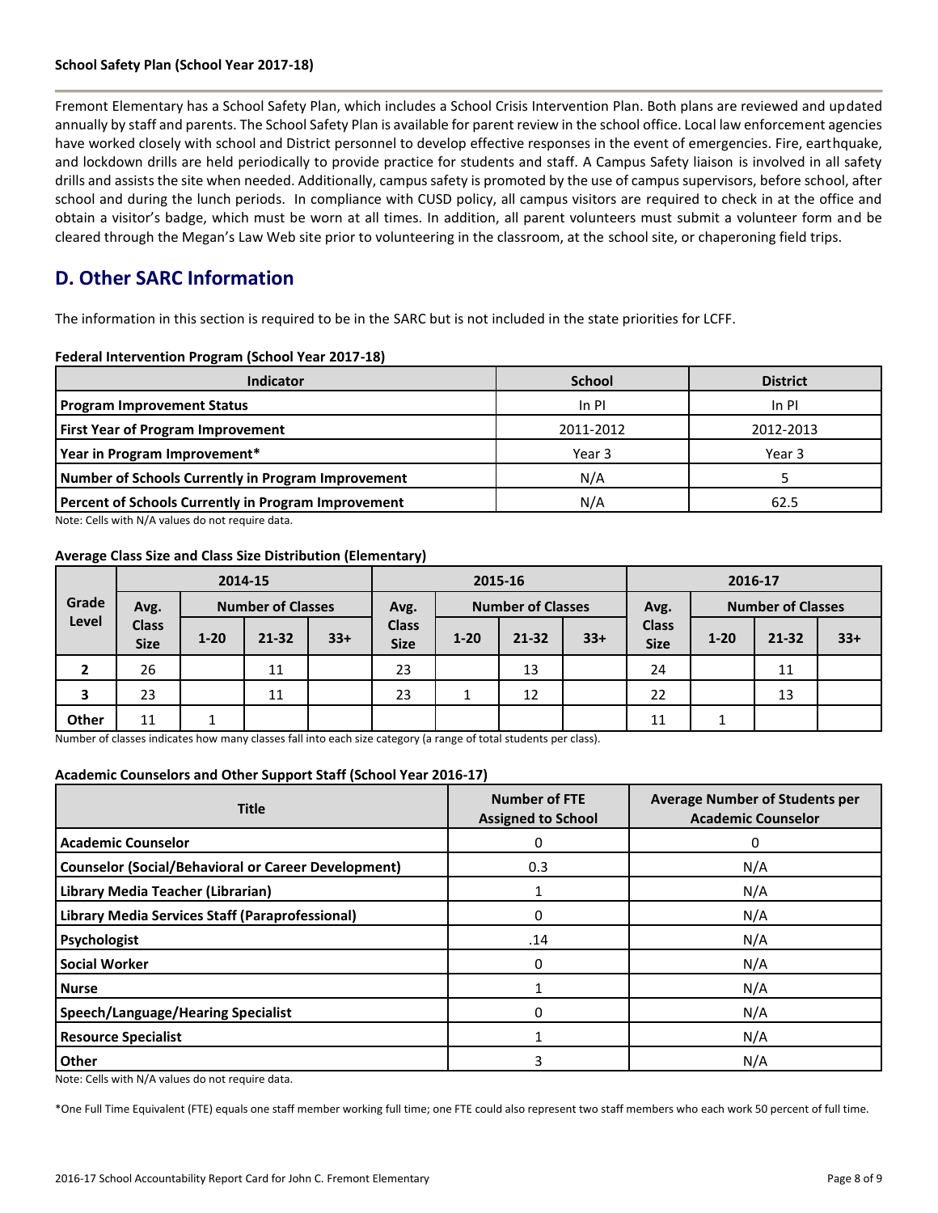**School Safety Plan (School Year 2017-18)**

Fremont Elementary has a School Safety Plan, which includes a School Crisis Intervention Plan. Both plans are reviewed and updated annually by staff and parents. The School Safety Plan is available for parent review in the school office. Local law enforcement agencies have worked closely with school and District personnel to develop effective responses in the event of emergencies. Fire, earthquake, and lockdown drills are held periodically to provide practice for students and staff. A Campus Safety liaison is involved in all safety drills and assists the site when needed. Additionally, campus safety is promoted by the use of campus supervisors, before school, after school and during the lunch periods. In compliance with CUSD policy, all campus visitors are required to check in at the office and obtain a visitor's badge, which must be worn at all times. In addition, all parent volunteers must submit a volunteer form and be cleared through the Megan's Law Web site prior to volunteering in the classroom, at the school site, or chaperoning field trips.

## D. Other SARC Information

The information in this section is required to be in the SARC but is not included in the state priorities for LCFF.

**Federal Intervention Program (School Year 2017-18)**

| Indicator | School | District |
|---|---|---|
| **Program Improvement Status** | In PI | In PI |
| **First Year of Program Improvement** | 2011-2012 | 2012-2013 |
| **Year in Program Improvement*** | Year 3 | Year 3 |
| **Number of Schools Currently in Program Improvement** | N/A | 5 |
| **Percent of Schools Currently in Program Improvement** | N/A | 62.5 |

Note: Cells with N/A values do not require data.

**Average Class Size and Class Size Distribution (Elementary)**

| Grade Level | 2014-15 | | | | 2015-16 | | | | 2016-17 | | | |
|---|---|---|---|---|---|---|---|---|---|---|---|---|
| | Avg. Class Size | Number of Classes | | | Avg. Class Size | Number of Classes | | | Avg. Class Size | Number of Classes | | |
| | | 1-20 | 21-32 | 33+ | | 1-20 | 21-32 | 33+ | | 1-20 | 21-32 | 33+ |
| **2** | 26 | | 11 | | 23 | | 13 | | 24 | | 11 | |
| **3** | 23 | | 11 | | 23 | 1 | 12 | | 22 | | 13 | |
| **Other** | 11 | 1 | | | | | | | 11 | 1 | | |

Number of classes indicates how many classes fall into each size category (a range of total students per class).

**Academic Counselors and Other Support Staff (School Year 2016-17)**

| Title | Number of FTE Assigned to School | Average Number of Students per Academic Counselor |
|---|---|---|
| **Academic Counselor** | 0 | 0 |
| **Counselor (Social/Behavioral or Career Development)** | 0.3 | N/A |
| **Library Media Teacher (Librarian)** | 1 | N/A |
| **Library Media Services Staff (Paraprofessional)** | 0 | N/A |
| **Psychologist** | .14 | N/A |
| **Social Worker** | 0 | N/A |
| **Nurse** | 1 | N/A |
| **Speech/Language/Hearing Specialist** | 0 | N/A |
| **Resource Specialist** | 1 | N/A |
| **Other** | 3 | N/A |

Note: Cells with N/A values do not require data.

*One Full Time Equivalent (FTE) equals one staff member working full time; one FTE could also represent two staff members who each work 50 percent of full time.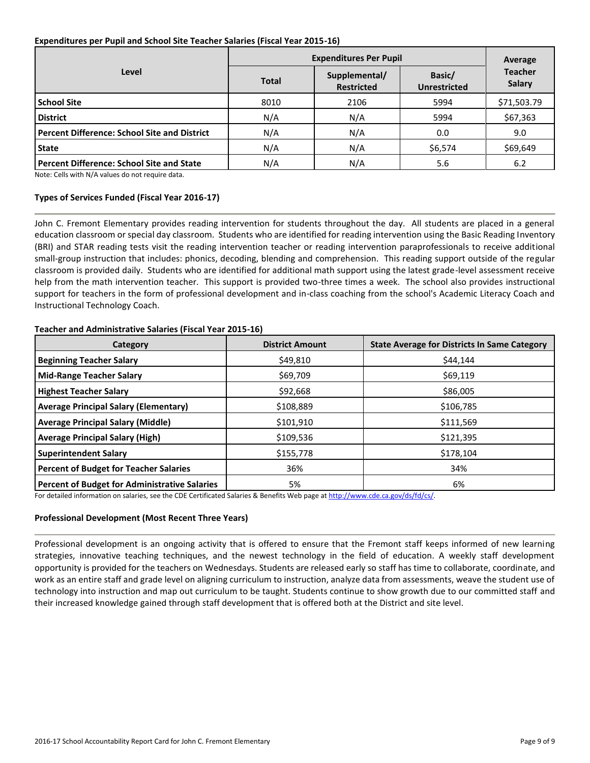**Expenditures per Pupil and School Site Teacher Salaries (Fiscal Year 2015-16)**

| Level | Expenditures Per Pupil | | | Average Teacher Salary |
|---|---|---|---|---|
| | Total | Supplemental/ Restricted | Basic/ Unrestricted | |
| **School Site** | 8010 | 2106 | 5994 | $71,503.79 |
| **District** | N/A | N/A | 5994 | $67,363 |
| **Percent Difference: School Site and District** | N/A | N/A | 0.0 | 9.0 |
| **State** | N/A | N/A | $6,574 | $69,649 |
| **Percent Difference: School Site and State** | N/A | N/A | 5.6 | 6.2 |

Note: Cells with N/A values do not require data.

**Types of Services Funded (Fiscal Year 2016-17)**

John C. Fremont Elementary provides reading intervention for students throughout the day. All students are placed in a general education classroom or special day classroom. Students who are identified for reading intervention using the Basic Reading Inventory (BRI) and STAR reading tests visit the reading intervention teacher or reading intervention paraprofessionals to receive additional small-group instruction that includes: phonics, decoding, blending and comprehension. This reading support outside of the regular classroom is provided daily. Students who are identified for additional math support using the latest grade-level assessment receive help from the math intervention teacher. This support is provided two-three times a week. The school also provides instructional support for teachers in the form of professional development and in-class coaching from the school's Academic Literacy Coach and Instructional Technology Coach.

**Teacher and Administrative Salaries (Fiscal Year 2015-16)**

| Category | District Amount | State Average for Districts In Same Category |
|---|---|---|
| **Beginning Teacher Salary** | $49,810 | $44,144 |
| **Mid-Range Teacher Salary** | $69,709 | $69,119 |
| **Highest Teacher Salary** | $92,668 | $86,005 |
| **Average Principal Salary (Elementary)** | $108,889 | $106,785 |
| **Average Principal Salary (Middle)** | $101,910 | $111,569 |
| **Average Principal Salary (High)** | $109,536 | $121,395 |
| **Superintendent Salary** | $155,778 | $178,104 |
| **Percent of Budget for Teacher Salaries** | 36% | 34% |
| **Percent of Budget for Administrative Salaries** | 5% | 6% |

For detailed information on salaries, see the CDE Certificated Salaries & Benefits Web page at http://www.cde.ca.gov/ds/fd/cs/.

**Professional Development (Most Recent Three Years)**

Professional development is an ongoing activity that is offered to ensure that the Fremont staff keeps informed of new learning strategies, innovative teaching techniques, and the newest technology in the field of education. A weekly staff development opportunity is provided for the teachers on Wednesdays. Students are released early so staff has time to collaborate, coordinate, and work as an entire staff and grade level on aligning curriculum to instruction, analyze data from assessments, weave the student use of technology into instruction and map out curriculum to be taught. Students continue to show growth due to our committed staff and their increased knowledge gained through staff development that is offered both at the District and site level.